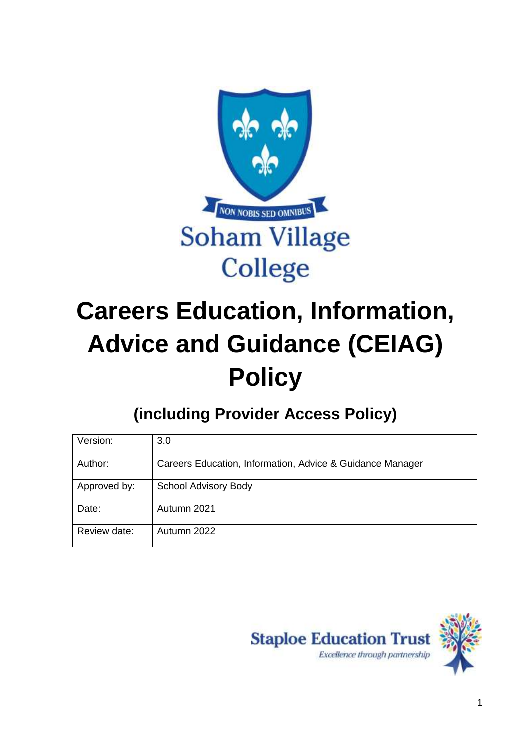NON NOBIS SED OMNIBUS

Soham Village College

# Careers Education, Information, Advice and Guidance (CEIAG) Policy

## (including Provider Access Policy)

| Version: | 3.0 |
|---|---|
| Author: | Careers Education, Information, Advice & Guidance Manager |
| Approved by: | School Advisory Body |
| Date: | Autumn 2021 |
| Review date: | Autumn 2022 |

Staploe Education Trust

*Excellence through partnership*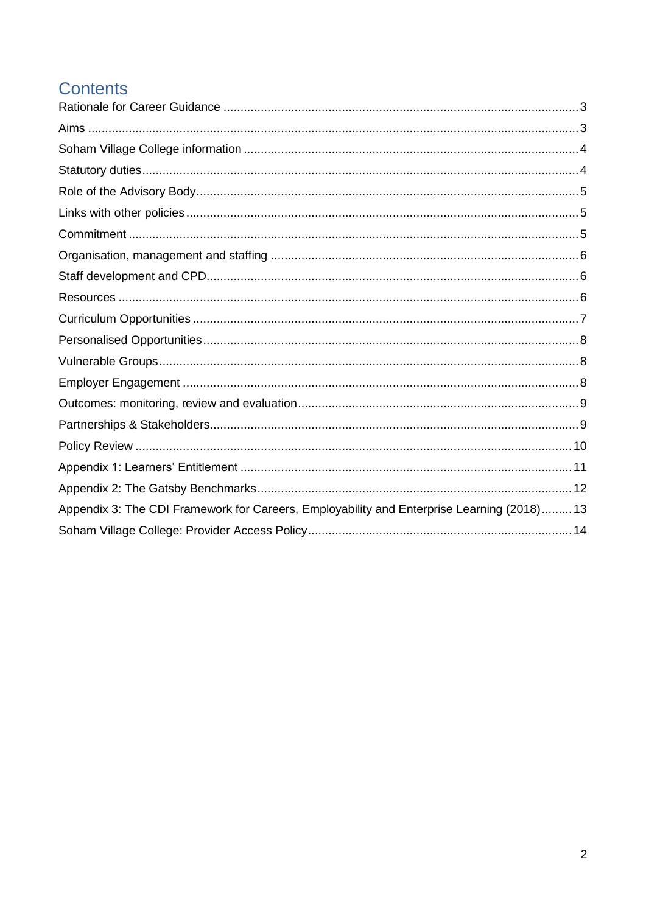# Contents

Rationale for Career Guidance ........................................................ 3
Aims ........................................................ 3
Soham Village College information ........................................................ 4
Statutory duties ........................................................ 4
Role of the Advisory Body ........................................................ 5
Links with other policies ........................................................ 5
Commitment ........................................................ 5
Organisation, management and staffing ........................................................ 6
Staff development and CPD ........................................................ 6
Resources ........................................................ 6
Curriculum Opportunities ........................................................ 7
Personalised Opportunities ........................................................ 8
Vulnerable Groups ........................................................ 8
Employer Engagement ........................................................ 8
Outcomes: monitoring, review and evaluation ........................................................ 9
Partnerships & Stakeholders ........................................................ 9
Policy Review ........................................................ 10
Appendix 1: Learners' Entitlement ........................................................ 11
Appendix 2: The Gatsby Benchmarks ........................................................ 12
Appendix 3: The CDI Framework for Careers, Employability and Enterprise Learning (2018) ......... 13
Soham Village College: Provider Access Policy ........................................................ 14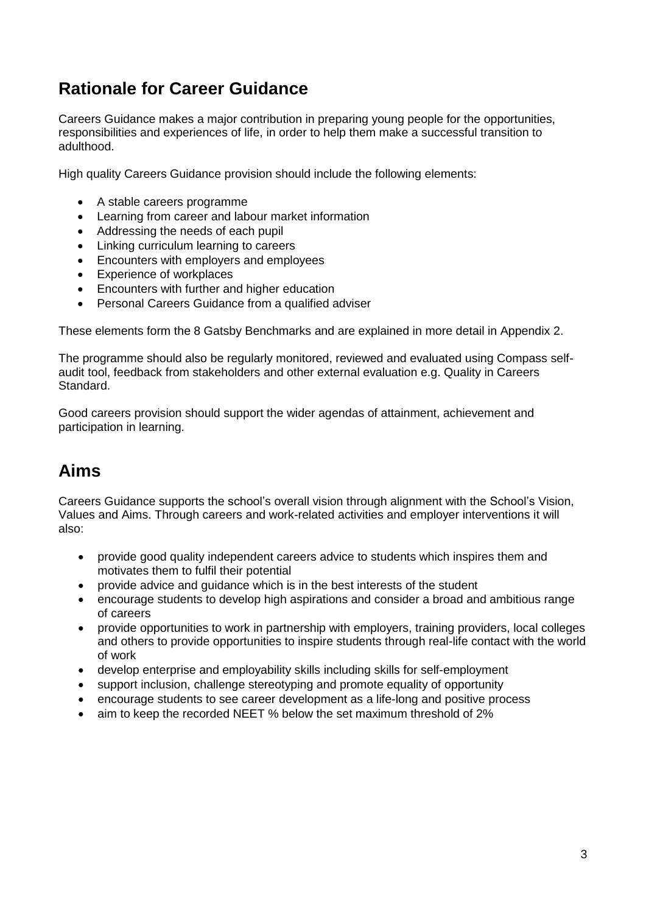## Rationale for Career Guidance

Careers Guidance makes a major contribution in preparing young people for the opportunities, responsibilities and experiences of life, in order to help them make a successful transition to adulthood.

High quality Careers Guidance provision should include the following elements:

- A stable careers programme
- Learning from career and labour market information
- Addressing the needs of each pupil
- Linking curriculum learning to careers
- Encounters with employers and employees
- Experience of workplaces
- Encounters with further and higher education
- Personal Careers Guidance from a qualified adviser

These elements form the 8 Gatsby Benchmarks and are explained in more detail in Appendix 2.

The programme should also be regularly monitored, reviewed and evaluated using Compass self-audit tool, feedback from stakeholders and other external evaluation e.g. Quality in Careers Standard.

Good careers provision should support the wider agendas of attainment, achievement and participation in learning.

## Aims

Careers Guidance supports the school's overall vision through alignment with the School's Vision, Values and Aims. Through careers and work-related activities and employer interventions it will also:

- provide good quality independent careers advice to students which inspires them and motivates them to fulfil their potential
- provide advice and guidance which is in the best interests of the student
- encourage students to develop high aspirations and consider a broad and ambitious range of careers
- provide opportunities to work in partnership with employers, training providers, local colleges and others to provide opportunities to inspire students through real-life contact with the world of work
- develop enterprise and employability skills including skills for self-employment
- support inclusion, challenge stereotyping and promote equality of opportunity
- encourage students to see career development as a life-long and positive process
- aim to keep the recorded NEET % below the set maximum threshold of 2%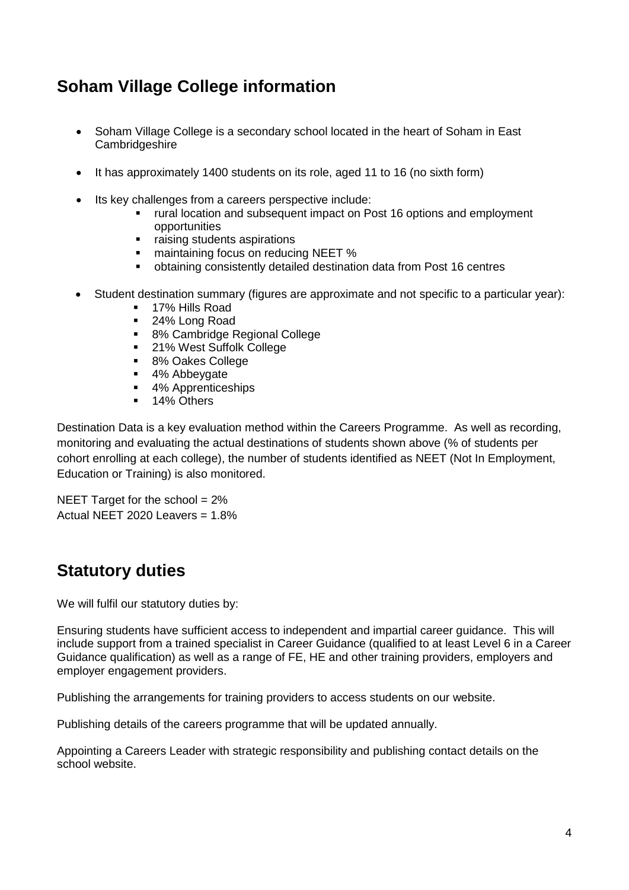## Soham Village College information

- Soham Village College is a secondary school located in the heart of Soham in East Cambridgeshire
- It has approximately 1400 students on its role, aged 11 to 16 (no sixth form)
- Its key challenges from a careers perspective include:
  - rural location and subsequent impact on Post 16 options and employment opportunities
  - raising students aspirations
  - maintaining focus on reducing NEET %
  - obtaining consistently detailed destination data from Post 16 centres
- Student destination summary (figures are approximate and not specific to a particular year):
  - 17% Hills Road
  - 24% Long Road
  - 8% Cambridge Regional College
  - 21% West Suffolk College
  - 8% Oakes College
  - 4% Abbeygate
  - 4% Apprenticeships
  - 14% Others

Destination Data is a key evaluation method within the Careers Programme. As well as recording, monitoring and evaluating the actual destinations of students shown above (% of students per cohort enrolling at each college), the number of students identified as NEET (Not In Employment, Education or Training) is also monitored.

NEET Target for the school = 2%
Actual NEET 2020 Leavers = 1.8%

## Statutory duties

We will fulfil our statutory duties by:

Ensuring students have sufficient access to independent and impartial career guidance. This will include support from a trained specialist in Career Guidance (qualified to at least Level 6 in a Career Guidance qualification) as well as a range of FE, HE and other training providers, employers and employer engagement providers.

Publishing the arrangements for training providers to access students on our website.

Publishing details of the careers programme that will be updated annually.

Appointing a Careers Leader with strategic responsibility and publishing contact details on the school website.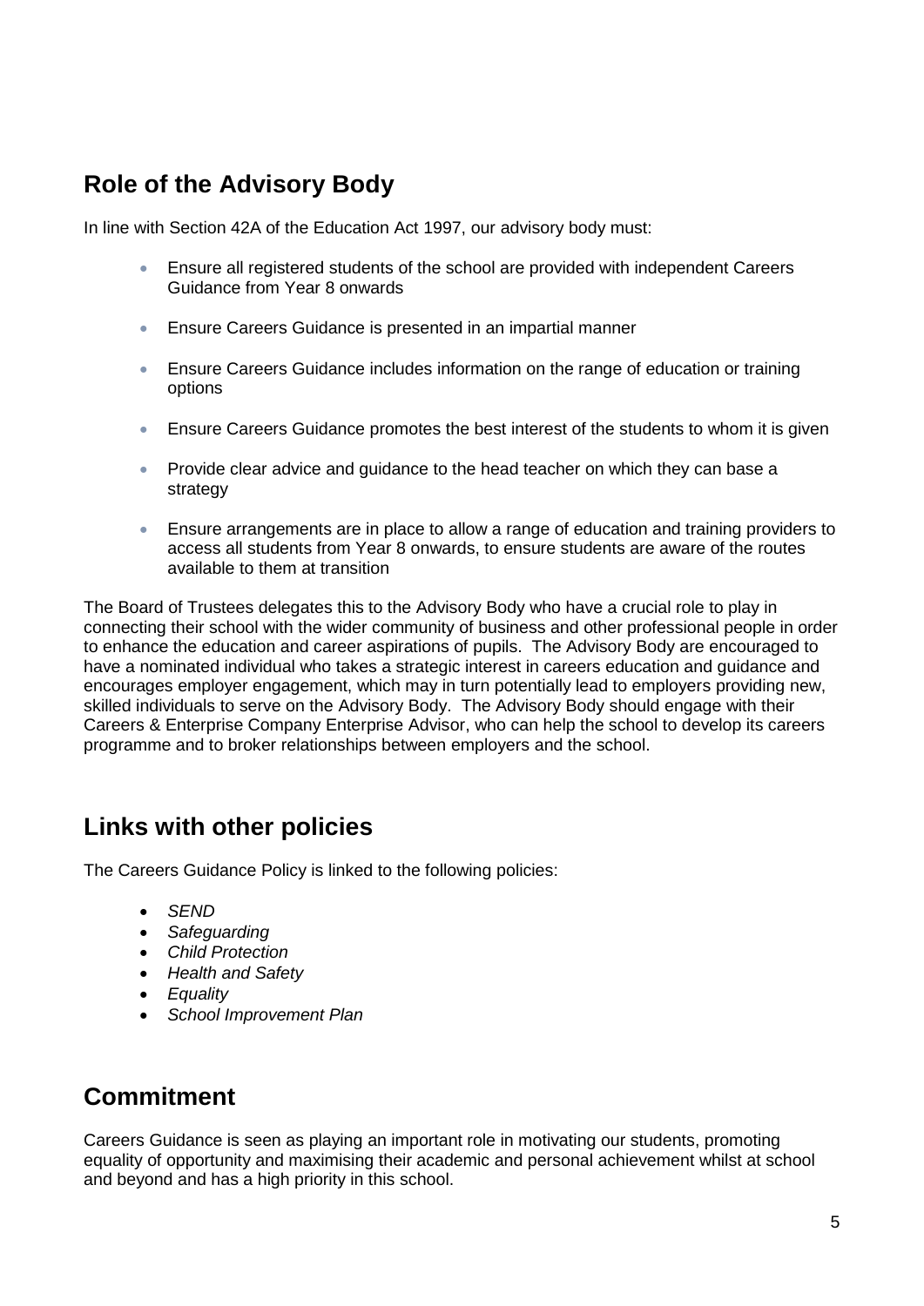## Role of the Advisory Body

In line with Section 42A of the Education Act 1997, our advisory body must:

- Ensure all registered students of the school are provided with independent Careers Guidance from Year 8 onwards
- Ensure Careers Guidance is presented in an impartial manner
- Ensure Careers Guidance includes information on the range of education or training options
- Ensure Careers Guidance promotes the best interest of the students to whom it is given
- Provide clear advice and guidance to the head teacher on which they can base a strategy
- Ensure arrangements are in place to allow a range of education and training providers to access all students from Year 8 onwards, to ensure students are aware of the routes available to them at transition

The Board of Trustees delegates this to the Advisory Body who have a crucial role to play in connecting their school with the wider community of business and other professional people in order to enhance the education and career aspirations of pupils. The Advisory Body are encouraged to have a nominated individual who takes a strategic interest in careers education and guidance and encourages employer engagement, which may in turn potentially lead to employers providing new, skilled individuals to serve on the Advisory Body. The Advisory Body should engage with their Careers & Enterprise Company Enterprise Advisor, who can help the school to develop its careers programme and to broker relationships between employers and the school.

## Links with other policies

The Careers Guidance Policy is linked to the following policies:

- *SEND*
- *Safeguarding*
- *Child Protection*
- *Health and Safety*
- *Equality*
- *School Improvement Plan*

## Commitment

Careers Guidance is seen as playing an important role in motivating our students, promoting equality of opportunity and maximising their academic and personal achievement whilst at school and beyond and has a high priority in this school.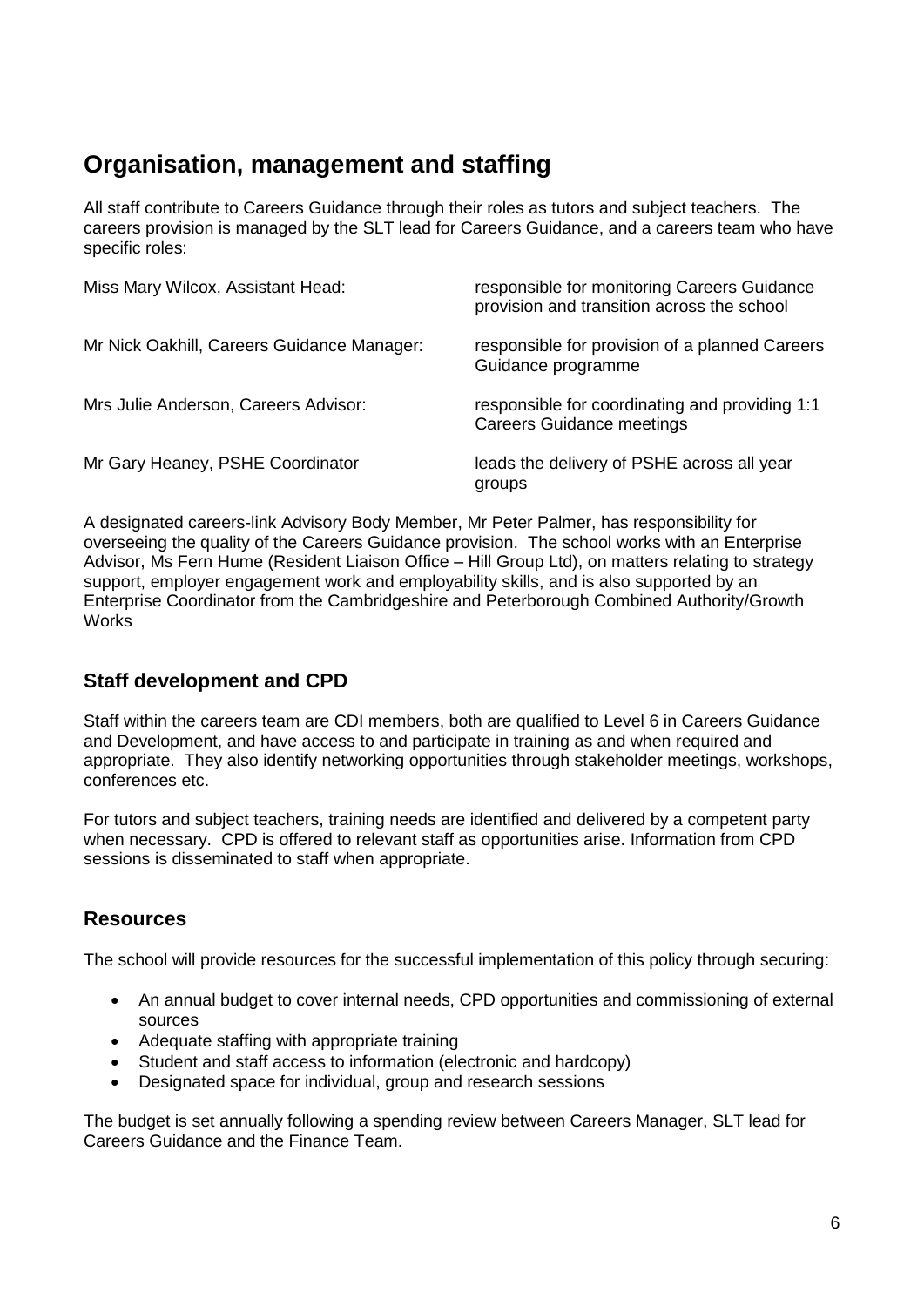## Organisation, management and staffing

All staff contribute to Careers Guidance through their roles as tutors and subject teachers. The careers provision is managed by the SLT lead for Careers Guidance, and a careers team who have specific roles:

| | |
|---|---|
| Miss Mary Wilcox, Assistant Head: | responsible for monitoring Careers Guidance provision and transition across the school |
| Mr Nick Oakhill, Careers Guidance Manager: | responsible for provision of a planned Careers Guidance programme |
| Mrs Julie Anderson, Careers Advisor: | responsible for coordinating and providing 1:1 Careers Guidance meetings |
| Mr Gary Heaney, PSHE Coordinator | leads the delivery of PSHE across all year groups |

A designated careers-link Advisory Body Member, Mr Peter Palmer, has responsibility for overseeing the quality of the Careers Guidance provision. The school works with an Enterprise Advisor, Ms Fern Hume (Resident Liaison Office – Hill Group Ltd), on matters relating to strategy support, employer engagement work and employability skills, and is also supported by an Enterprise Coordinator from the Cambridgeshire and Peterborough Combined Authority/Growth Works

### Staff development and CPD

Staff within the careers team are CDI members, both are qualified to Level 6 in Careers Guidance and Development, and have access to and participate in training as and when required and appropriate. They also identify networking opportunities through stakeholder meetings, workshops, conferences etc.

For tutors and subject teachers, training needs are identified and delivered by a competent party when necessary. CPD is offered to relevant staff as opportunities arise. Information from CPD sessions is disseminated to staff when appropriate.

### Resources

The school will provide resources for the successful implementation of this policy through securing:

- An annual budget to cover internal needs, CPD opportunities and commissioning of external sources
- Adequate staffing with appropriate training
- Student and staff access to information (electronic and hardcopy)
- Designated space for individual, group and research sessions

The budget is set annually following a spending review between Careers Manager, SLT lead for Careers Guidance and the Finance Team.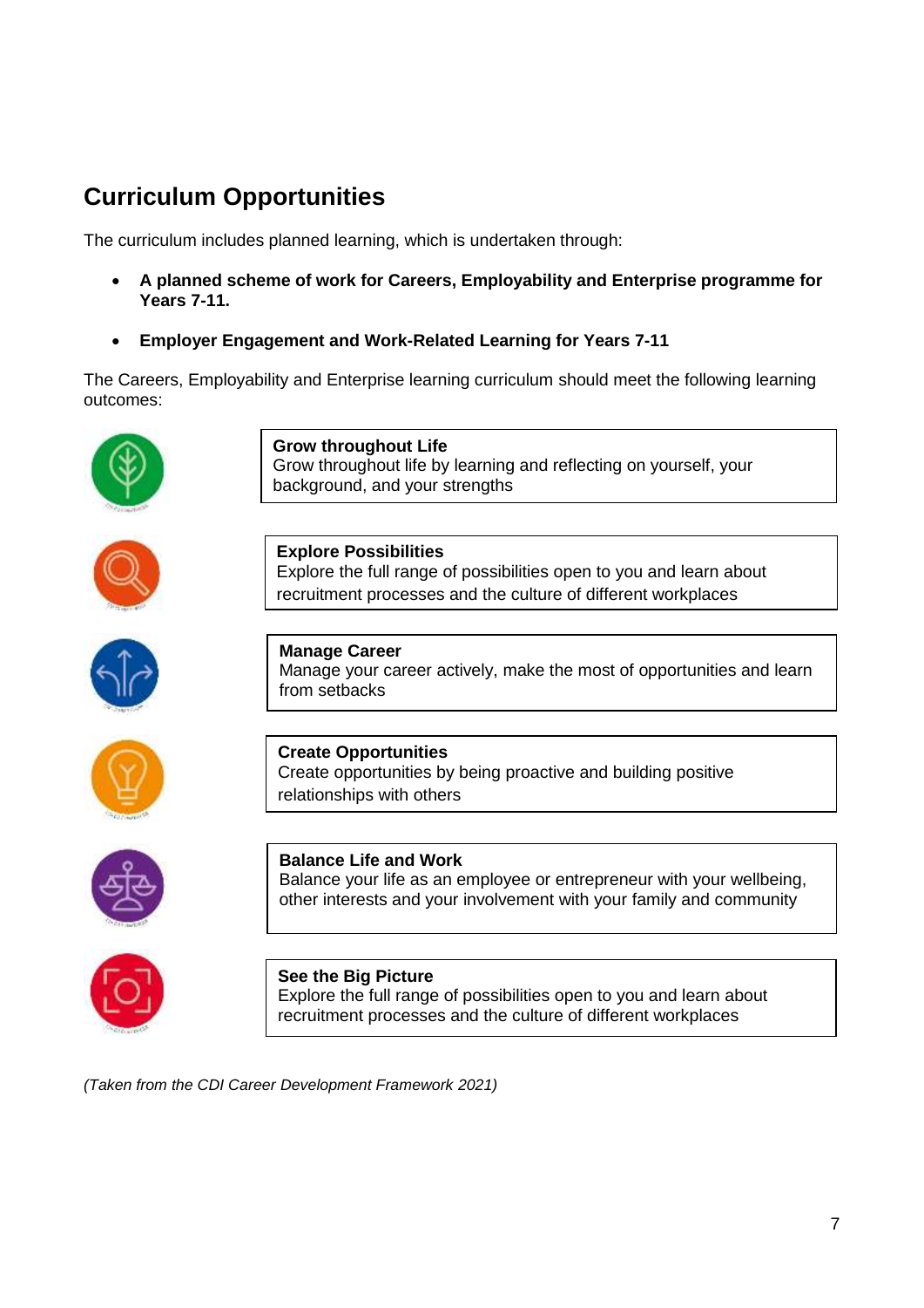## Curriculum Opportunities

The curriculum includes planned learning, which is undertaken through:

- **A planned scheme of work for Careers, Employability and Enterprise programme for Years 7-11.**
- **Employer Engagement and Work-Related Learning for Years 7-11**

The Careers, Employability and Enterprise learning curriculum should meet the following learning outcomes:

**Grow throughout Life**
Grow throughout life by learning and reflecting on yourself, your background, and your strengths

**Explore Possibilities**
Explore the full range of possibilities open to you and learn about recruitment processes and the culture of different workplaces

**Manage Career**
Manage your career actively, make the most of opportunities and learn from setbacks

**Create Opportunities**
Create opportunities by being proactive and building positive relationships with others

**Balance Life and Work**
Balance your life as an employee or entrepreneur with your wellbeing, other interests and your involvement with your family and community

**See the Big Picture**
Explore the full range of possibilities open to you and learn about recruitment processes and the culture of different workplaces

*(Taken from the CDI Career Development Framework 2021)*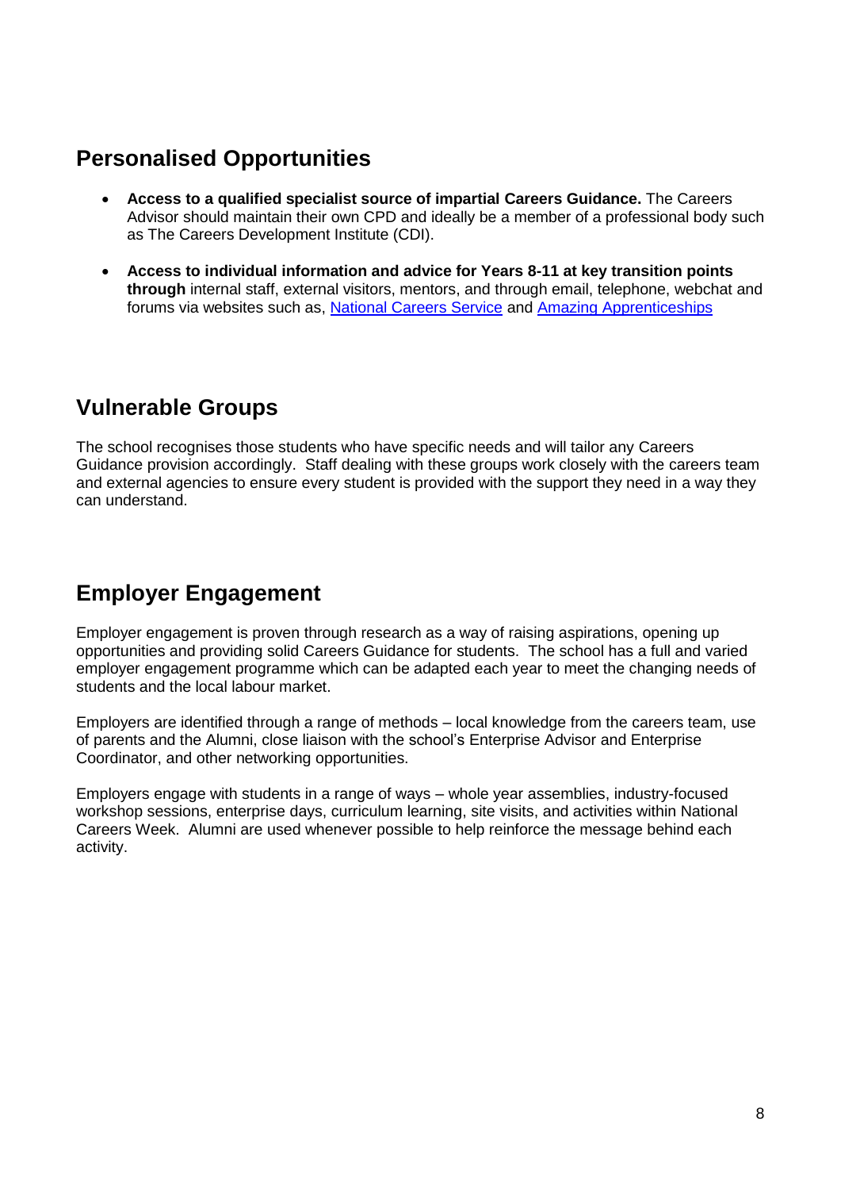## Personalised Opportunities

- **Access to a qualified specialist source of impartial Careers Guidance.** The Careers Advisor should maintain their own CPD and ideally be a member of a professional body such as The Careers Development Institute (CDI).
- **Access to individual information and advice for Years 8-11 at key transition points through** internal staff, external visitors, mentors, and through email, telephone, webchat and forums via websites such as, National Careers Service and Amazing Apprenticeships

## Vulnerable Groups

The school recognises those students who have specific needs and will tailor any Careers Guidance provision accordingly. Staff dealing with these groups work closely with the careers team and external agencies to ensure every student is provided with the support they need in a way they can understand.

## Employer Engagement

Employer engagement is proven through research as a way of raising aspirations, opening up opportunities and providing solid Careers Guidance for students. The school has a full and varied employer engagement programme which can be adapted each year to meet the changing needs of students and the local labour market.

Employers are identified through a range of methods – local knowledge from the careers team, use of parents and the Alumni, close liaison with the school's Enterprise Advisor and Enterprise Coordinator, and other networking opportunities.

Employers engage with students in a range of ways – whole year assemblies, industry-focused workshop sessions, enterprise days, curriculum learning, site visits, and activities within National Careers Week. Alumni are used whenever possible to help reinforce the message behind each activity.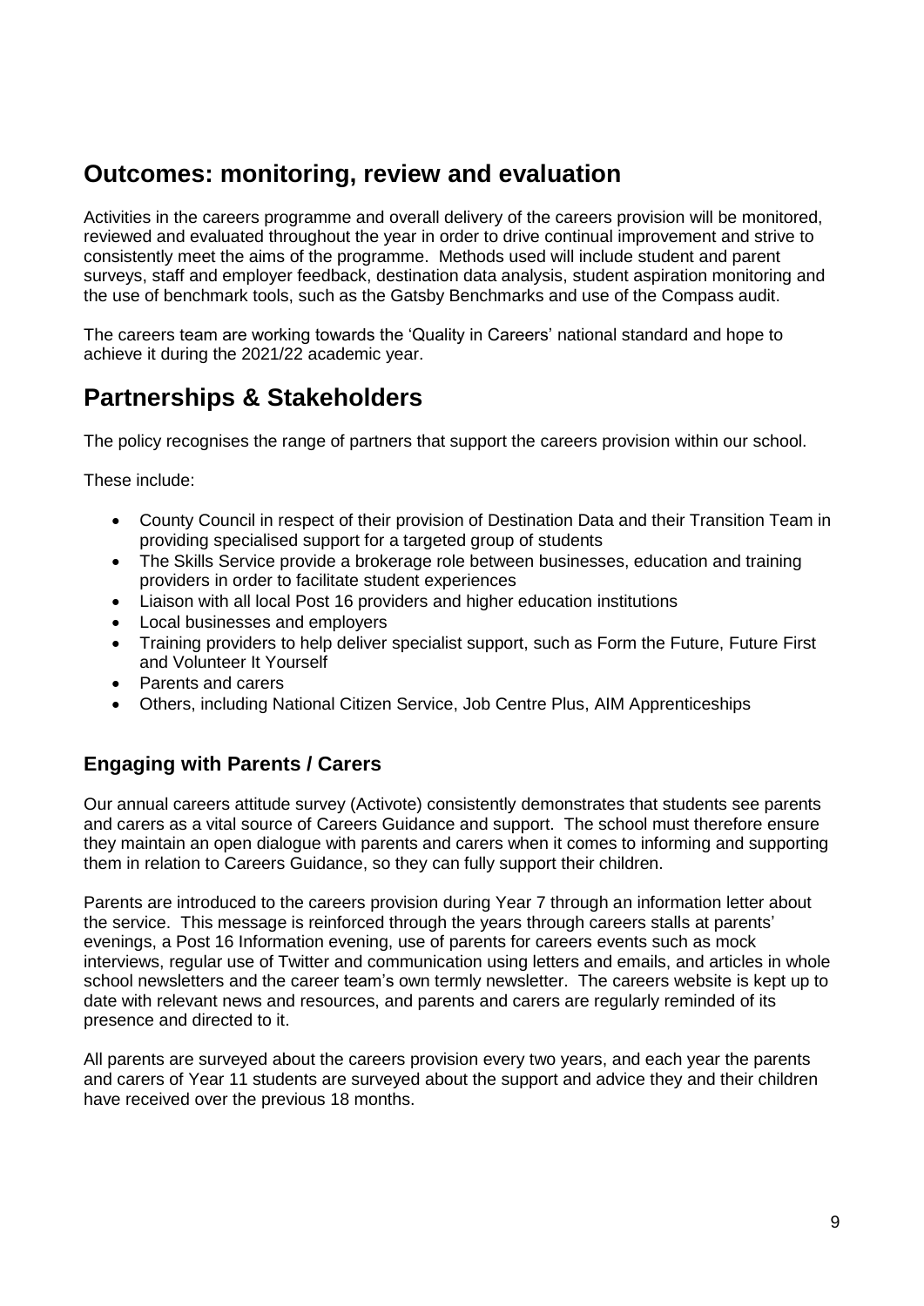## Outcomes: monitoring, review and evaluation

Activities in the careers programme and overall delivery of the careers provision will be monitored, reviewed and evaluated throughout the year in order to drive continual improvement and strive to consistently meet the aims of the programme. Methods used will include student and parent surveys, staff and employer feedback, destination data analysis, student aspiration monitoring and the use of benchmark tools, such as the Gatsby Benchmarks and use of the Compass audit.

The careers team are working towards the 'Quality in Careers' national standard and hope to achieve it during the 2021/22 academic year.

## Partnerships & Stakeholders

The policy recognises the range of partners that support the careers provision within our school.

These include:

- County Council in respect of their provision of Destination Data and their Transition Team in providing specialised support for a targeted group of students
- The Skills Service provide a brokerage role between businesses, education and training providers in order to facilitate student experiences
- Liaison with all local Post 16 providers and higher education institutions
- Local businesses and employers
- Training providers to help deliver specialist support, such as Form the Future, Future First and Volunteer It Yourself
- Parents and carers
- Others, including National Citizen Service, Job Centre Plus, AIM Apprenticeships

### Engaging with Parents / Carers

Our annual careers attitude survey (Activote) consistently demonstrates that students see parents and carers as a vital source of Careers Guidance and support. The school must therefore ensure they maintain an open dialogue with parents and carers when it comes to informing and supporting them in relation to Careers Guidance, so they can fully support their children.

Parents are introduced to the careers provision during Year 7 through an information letter about the service. This message is reinforced through the years through careers stalls at parents' evenings, a Post 16 Information evening, use of parents for careers events such as mock interviews, regular use of Twitter and communication using letters and emails, and articles in whole school newsletters and the career team's own termly newsletter. The careers website is kept up to date with relevant news and resources, and parents and carers are regularly reminded of its presence and directed to it.

All parents are surveyed about the careers provision every two years, and each year the parents and carers of Year 11 students are surveyed about the support and advice they and their children have received over the previous 18 months.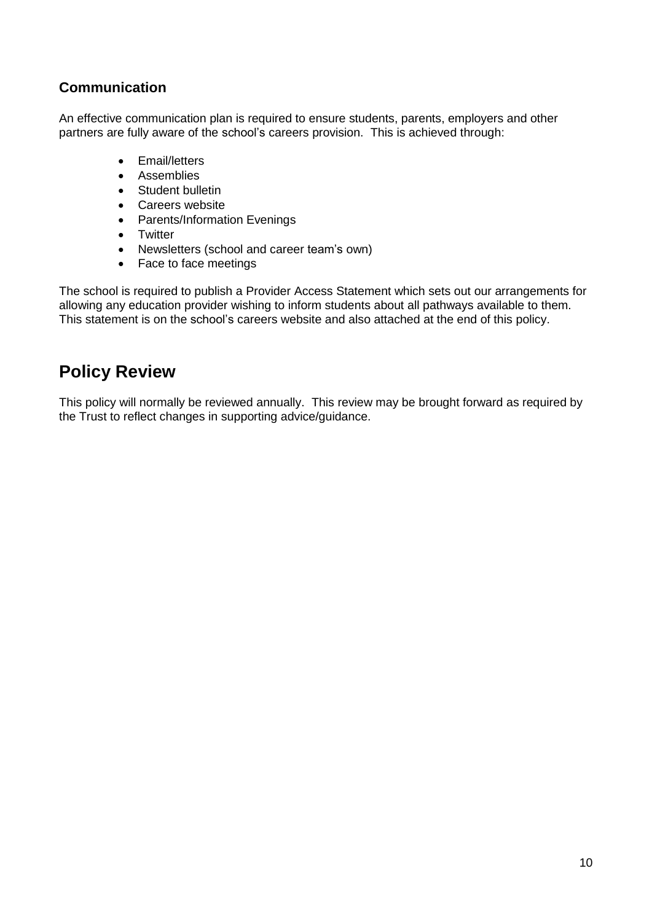### Communication

An effective communication plan is required to ensure students, parents, employers and other partners are fully aware of the school's careers provision. This is achieved through:

- Email/letters
- Assemblies
- Student bulletin
- Careers website
- Parents/Information Evenings
- Twitter
- Newsletters (school and career team's own)
- Face to face meetings

The school is required to publish a Provider Access Statement which sets out our arrangements for allowing any education provider wishing to inform students about all pathways available to them. This statement is on the school's careers website and also attached at the end of this policy.

## Policy Review

This policy will normally be reviewed annually. This review may be brought forward as required by the Trust to reflect changes in supporting advice/guidance.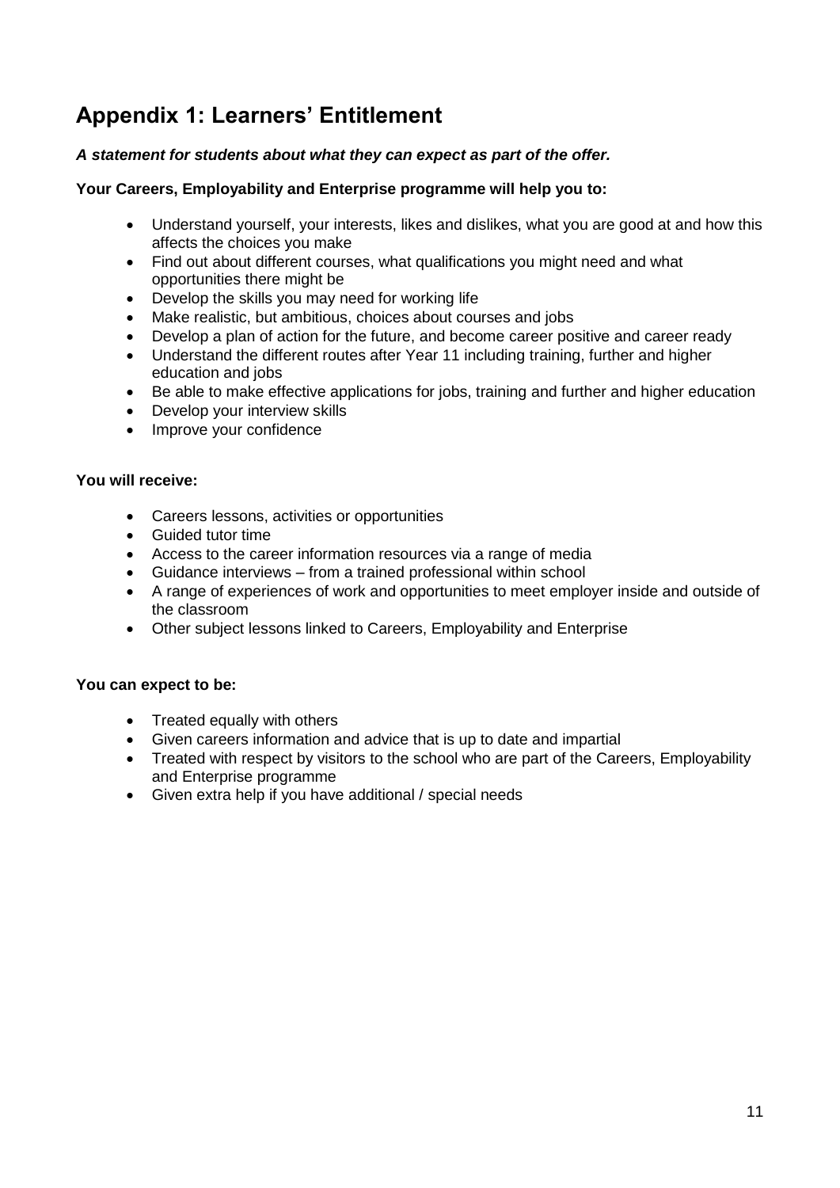## Appendix 1: Learners' Entitlement

***A statement for students about what they can expect as part of the offer.***

**Your Careers, Employability and Enterprise programme will help you to:**

- Understand yourself, your interests, likes and dislikes, what you are good at and how this affects the choices you make
- Find out about different courses, what qualifications you might need and what opportunities there might be
- Develop the skills you may need for working life
- Make realistic, but ambitious, choices about courses and jobs
- Develop a plan of action for the future, and become career positive and career ready
- Understand the different routes after Year 11 including training, further and higher education and jobs
- Be able to make effective applications for jobs, training and further and higher education
- Develop your interview skills
- Improve your confidence

**You will receive:**

- Careers lessons, activities or opportunities
- Guided tutor time
- Access to the career information resources via a range of media
- Guidance interviews – from a trained professional within school
- A range of experiences of work and opportunities to meet employer inside and outside of the classroom
- Other subject lessons linked to Careers, Employability and Enterprise

**You can expect to be:**

- Treated equally with others
- Given careers information and advice that is up to date and impartial
- Treated with respect by visitors to the school who are part of the Careers, Employability and Enterprise programme
- Given extra help if you have additional / special needs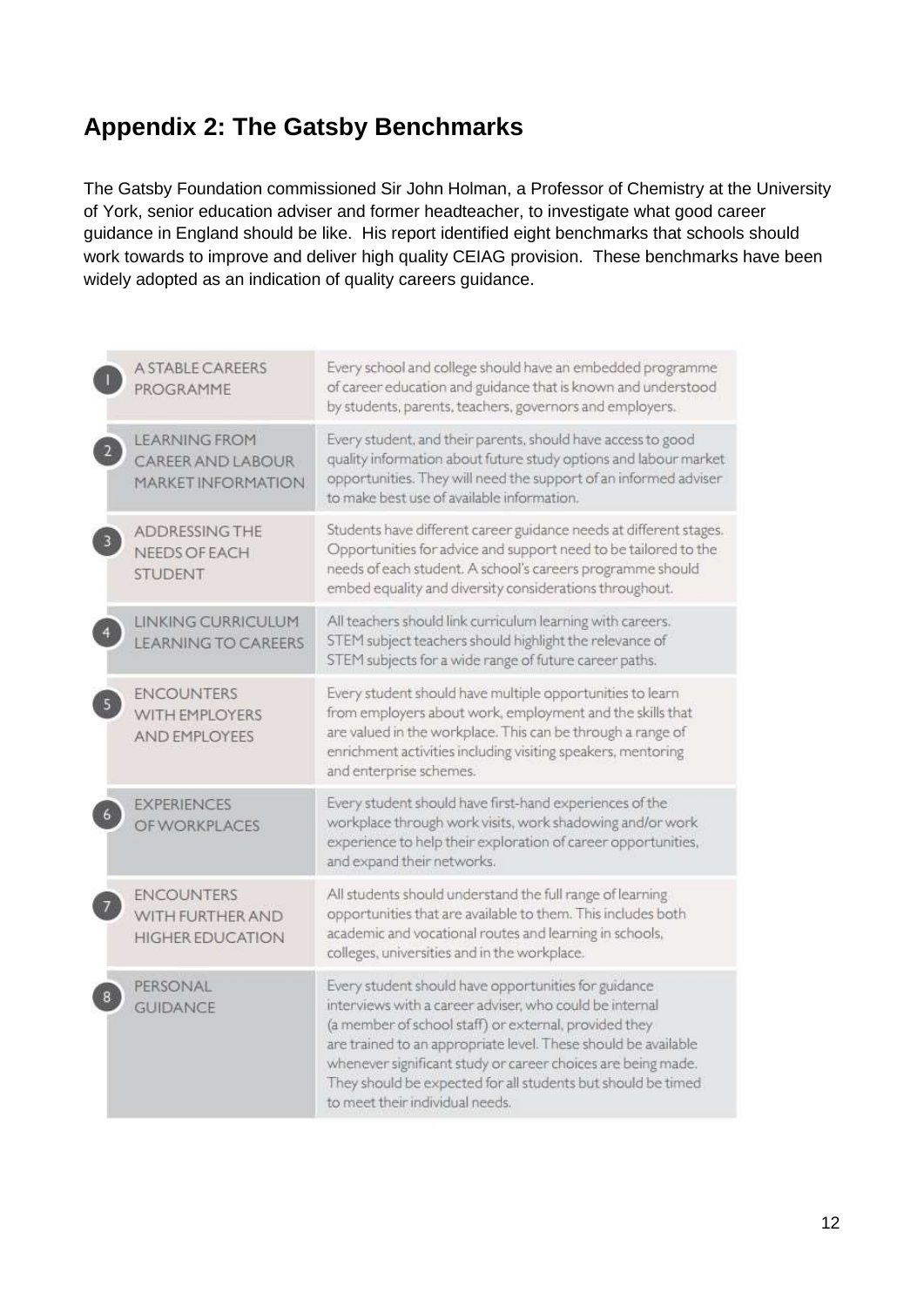## Appendix 2: The Gatsby Benchmarks

The Gatsby Foundation commissioned Sir John Holman, a Professor of Chemistry at the University of York, senior education adviser and former headteacher, to investigate what good career guidance in England should be like. His report identified eight benchmarks that schools should work towards to improve and deliver high quality CEIAG provision. These benchmarks have been widely adopted as an indication of quality careers guidance.

| # | Benchmark | Description |
| --- | --- | --- |
| 1 | A STABLE CAREERS PROGRAMME | Every school and college should have an embedded programme of career education and guidance that is known and understood by students, parents, teachers, governors and employers. |
| 2 | LEARNING FROM CAREER AND LABOUR MARKET INFORMATION | Every student, and their parents, should have access to good quality information about future study options and labour market opportunities. They will need the support of an informed adviser to make best use of available information. |
| 3 | ADDRESSING THE NEEDS OF EACH STUDENT | Students have different career guidance needs at different stages. Opportunities for advice and support need to be tailored to the needs of each student. A school's careers programme should embed equality and diversity considerations throughout. |
| 4 | LINKING CURRICULUM LEARNING TO CAREERS | All teachers should link curriculum learning with careers. STEM subject teachers should highlight the relevance of STEM subjects for a wide range of future career paths. |
| 5 | ENCOUNTERS WITH EMPLOYERS AND EMPLOYEES | Every student should have multiple opportunities to learn from employers about work, employment and the skills that are valued in the workplace. This can be through a range of enrichment activities including visiting speakers, mentoring and enterprise schemes. |
| 6 | EXPERIENCES OF WORKPLACES | Every student should have first-hand experiences of the workplace through work visits, work shadowing and/or work experience to help their exploration of career opportunities, and expand their networks. |
| 7 | ENCOUNTERS WITH FURTHER AND HIGHER EDUCATION | All students should understand the full range of learning opportunities that are available to them. This includes both academic and vocational routes and learning in schools, colleges, universities and in the workplace. |
| 8 | PERSONAL GUIDANCE | Every student should have opportunities for guidance interviews with a career adviser, who could be internal (a member of school staff) or external, provided they are trained to an appropriate level. These should be available whenever significant study or career choices are being made. They should be expected for all students but should be timed to meet their individual needs. |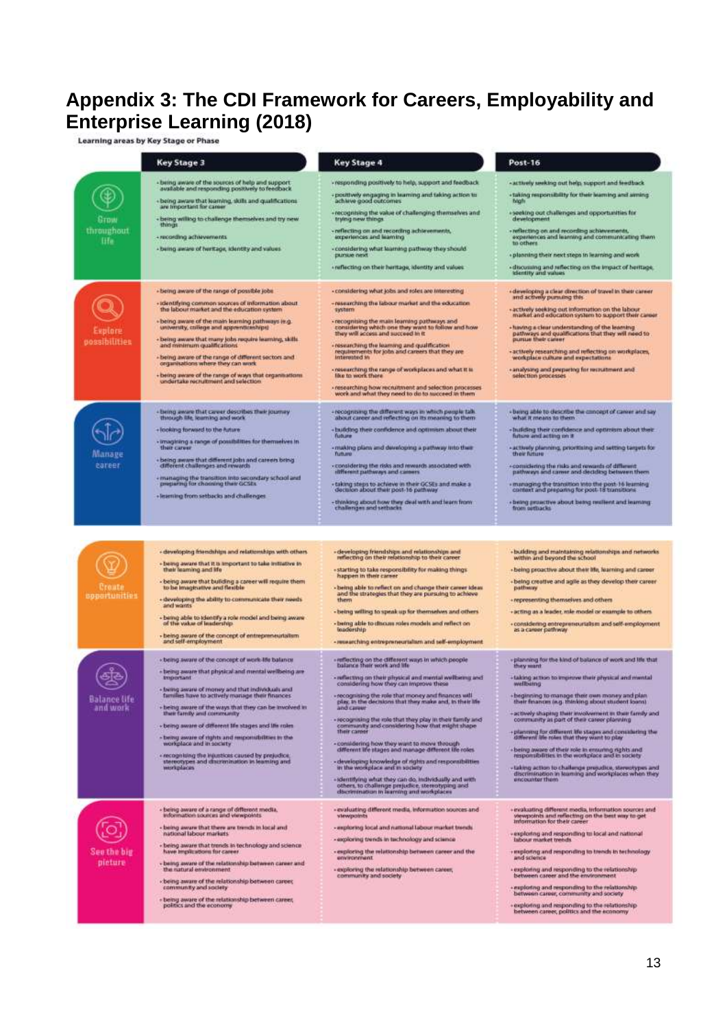# Appendix 3: The CDI Framework for Careers, Employability and Enterprise Learning (2018)

**Learning areas by Key Stage or Phase**

| | Key Stage 3 | Key Stage 4 | Post-16 |
|---|---|---|---|
| **Grow throughout life** | • being aware of the sources of help and support available and responding positively to feedback<br>• being aware that learning, skills and qualifications are important for career<br>• being willing to challenge themselves and try new things<br>• recording achievements<br>• being aware of heritage, identity and values | • responding positively to help, support and feedback<br>• positively engaging in learning and taking action to achieve good outcomes<br>• recognising the value of challenging themselves and trying new things<br>• reflecting on and recording achievements, experiences and learning<br>• considering what learning pathway they should pursue next<br>• reflecting on their heritage, identity and values | • actively seeking out help, support and feedback<br>• taking responsibility for their learning and aiming high<br>• seeking out challenges and opportunities for development<br>• reflecting on and recording achievements, experiences and learning and communicating them to others<br>• planning their next steps in learning and work<br>• discussing and reflecting on the impact of heritage, identity and values |
| **Explore possibilities** | • being aware of the range of possible jobs<br>• identifying common sources of information about the labour market and the education system<br>• being aware of the main learning pathways (e.g. university, college and apprenticeships)<br>• being aware that many jobs require learning, skills and minimum qualifications<br>• being aware of the range of different sectors and organisations where they can work<br>• being aware of the range of ways that organisations undertake recruitment and selection | • considering what jobs and roles are interesting<br>• researching the labour market and the education system<br>• recognising the main learning pathways and considering which one they want to follow and how they will access and succeed in it<br>• researching the learning and qualification requirements for jobs and careers that they are interested in<br>• researching the range of workplaces and what it is like to work there<br>• researching how recruitment and selection processes work and what they need to do to succeed in them | • developing a clear direction of travel in their career and actively pursuing this<br>• actively seeking out information on the labour market and education system to support their career<br>• having a clear understanding of the learning pathways and qualifications that they will need to pursue their career<br>• actively researching and reflecting on workplaces, workplace culture and expectations<br>• analysing and preparing for recruitment and selection processes |
| **Manage career** | • being aware that career describes their journey through life, learning and work<br>• looking forward to the future<br>• imagining a range of possibilities for themselves in their career<br>• being aware that different jobs and careers bring different challenges and rewards<br>• managing the transition into secondary school and preparing for choosing their GCSEs<br>• learning from setbacks and challenges | • recognising the different ways in which people talk about career and reflecting on its meaning to them<br>• building their confidence and optimism about their future<br>• making plans and developing a pathway into their future<br>• considering the risks and rewards associated with different pathways and careers<br>• taking steps to achieve in their GCSEs and make a decision about their post-16 pathway<br>• thinking about how they deal with and learn from challenges and setbacks | • being able to describe the concept of career and say what it means to them<br>• building their confidence and optimism about their future and acting on it<br>• actively planning, prioritising and setting targets for their future<br>• considering the risks and rewards of different pathways and career and deciding between them<br>• managing the transition into the post-16 learning context and preparing for post-18 transitions<br>• being proactive about being resilient and learning from setbacks |
| **Create opportunities** | • developing friendships and relationships with others<br>• being aware that it is important to take initiative in their learning and life<br>• being aware that building a career will require them to be imaginative and flexible<br>• developing the ability to communicate their needs and wants<br>• being able to identify a role model and being aware of the value of leadership<br>• being aware of the concept of entrepreneurialism and self-employment | • developing friendships and relationships and reflecting on their relationship to their career<br>• starting to take responsibility for making things happen in their career<br>• being able to reflect on and change their career ideas and the strategies that they are pursuing to achieve them<br>• being willing to speak up for themselves and others<br>• being able to discuss roles models and reflect on leadership<br>• researching entrepreneurialism and self-employment | • building and maintaining relationships and networks within and beyond the school<br>• being proactive about their life, learning and career<br>• being creative and agile as they develop their career pathway<br>• representing themselves and others<br>• acting as a leader, role model or example to others<br>• considering entrepreneurialism and self-employment as a career pathway |
| **Balance life and work** | • being aware of the concept of work-life balance<br>• being aware that physical and mental wellbeing are important<br>• being aware of money and that individuals and families have to actively manage their finances<br>• being aware of the ways that they can be involved in their family and community<br>• being aware of different life stages and life roles<br>• being aware of rights and responsibilities in the workplace and in society<br>• recognising the injustices caused by prejudice, stereotypes and discrimination in learning and workplaces | • reflecting on the different ways in which people balance their work and life<br>• reflecting on their physical and mental wellbeing and considering how they can improve these<br>• recognising the role that money and finances will play in the decisions that they make and in their life and career<br>• recognising the role that they play in their family and community and considering how that might shape their career<br>• considering how they want to move through different life stages and manage different life roles<br>• developing knowledge of rights and responsibilities in the workplace and in society<br>• identifying what they can do, individually and with others, to challenge prejudice, stereotyping and discrimination in learning and workplaces | • planning for the kind of balance of work and life that they want<br>• taking action to improve their physical and mental wellbeing<br>• beginning to manage their own money and plan their finances (e.g. thinking about student loans)<br>• actively shaping their involvement in their family and community as part of their career planning<br>• planning for different life stages and considering the different life roles that they want to play<br>• being aware of their role in ensuring rights and responsibilities in the workplace and in society<br>• taking action to challenge prejudice, stereotypes and discrimination in learning and workplaces when they encounter them |
| **See the big picture** | • being aware of a range of different media, information sources and viewpoints<br>• being aware that there are trends in local and national labour markets<br>• being aware that trends in technology and science have implications for career<br>• being aware of the relationship between career and the natural environment<br>• being aware of the relationship between career, community and society<br>• being aware of the relationship between career, politics and the economy | • evaluating different media, information sources and viewpoints<br>• exploring local and national labour market trends<br>• exploring trends in technology and science<br>• exploring the relationship between career and the environment<br>• exploring the relationship between career, community and society | • evaluating different media, information sources and viewpoints and reflecting on the best way to get information for their career<br>• exploring and responding to local and national labour market trends<br>• exploring and responding to trends in technology and science<br>• exploring and responding to the relationship between career and the environment<br>• exploring and responding to the relationship between career, community and society<br>• exploring and responding to the relationship between career, politics and the economy |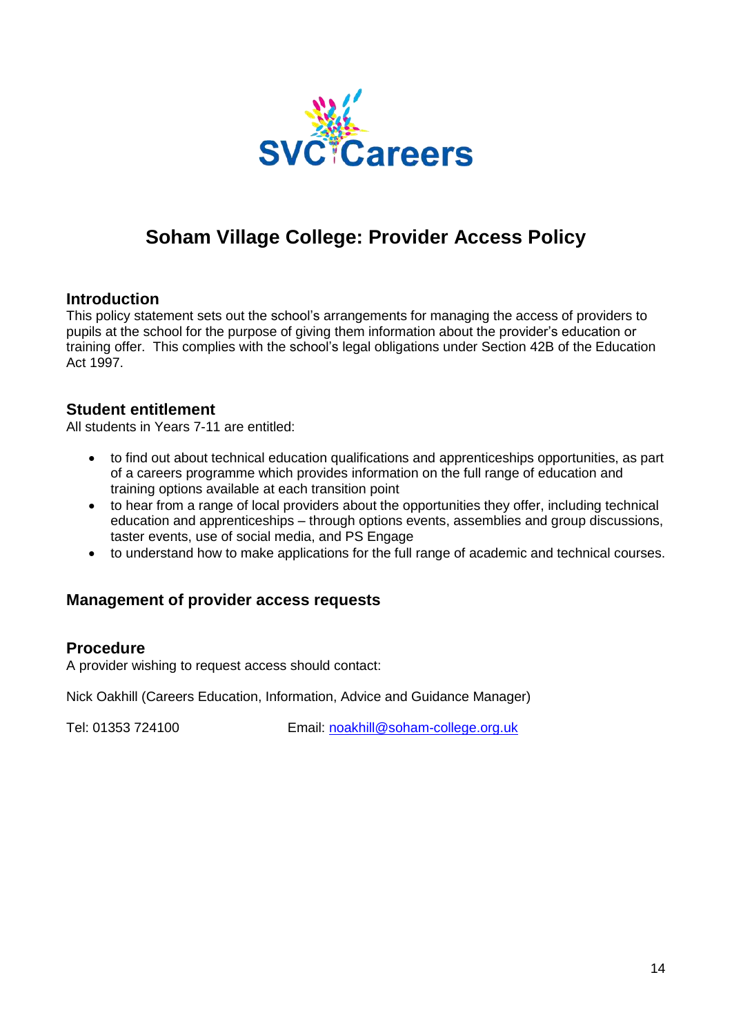SVC Careers

# Soham Village College: Provider Access Policy

## Introduction

This policy statement sets out the school's arrangements for managing the access of providers to pupils at the school for the purpose of giving them information about the provider's education or training offer. This complies with the school's legal obligations under Section 42B of the Education Act 1997.

## Student entitlement

All students in Years 7-11 are entitled:

- to find out about technical education qualifications and apprenticeships opportunities, as part of a careers programme which provides information on the full range of education and training options available at each transition point
- to hear from a range of local providers about the opportunities they offer, including technical education and apprenticeships – through options events, assemblies and group discussions, taster events, use of social media, and PS Engage
- to understand how to make applications for the full range of academic and technical courses.

## Management of provider access requests

## Procedure

A provider wishing to request access should contact:

Nick Oakhill (Careers Education, Information, Advice and Guidance Manager)

Tel: 01353 724100 Email: noakhill@soham-college.org.uk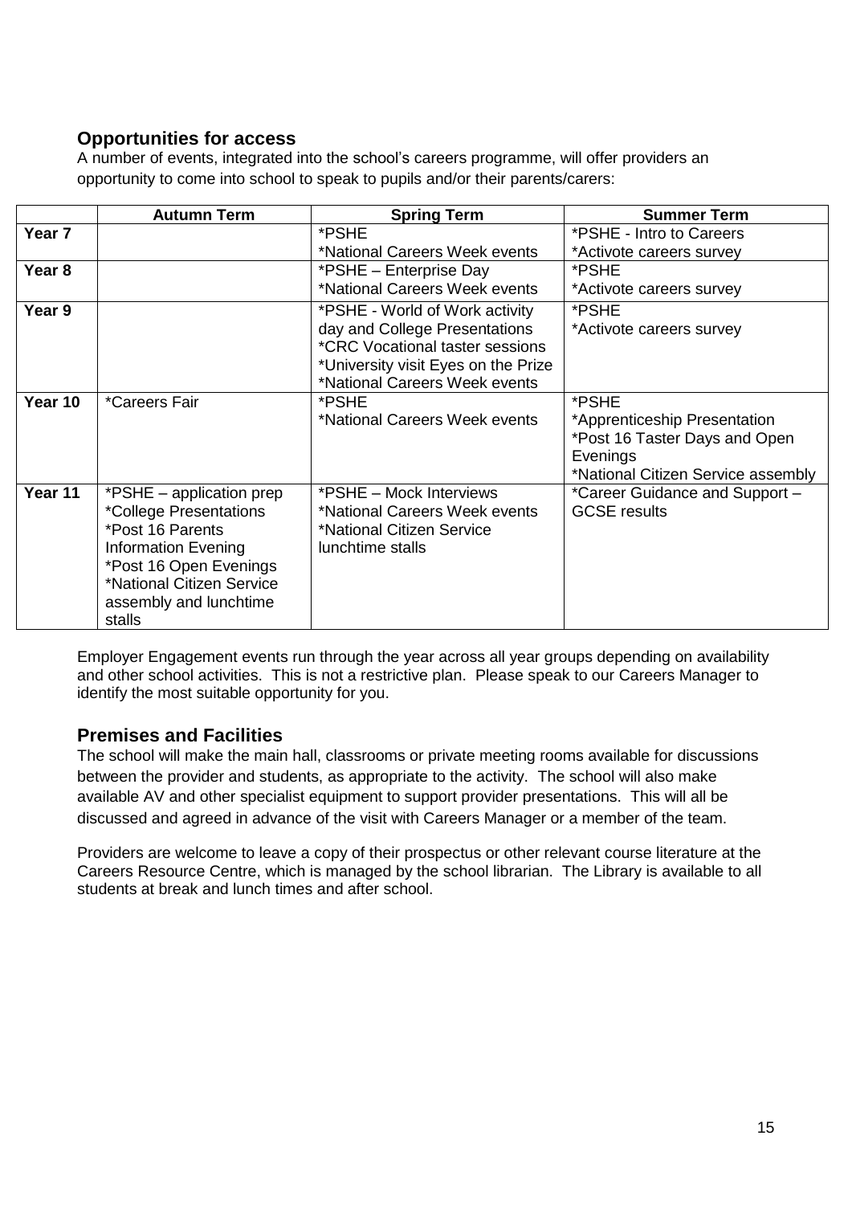## Opportunities for access

A number of events, integrated into the school's careers programme, will offer providers an opportunity to come into school to speak to pupils and/or their parents/carers:

| | Autumn Term | Spring Term | Summer Term |
|---|---|---|---|
| **Year 7** | | *PSHE<br>*National Careers Week events | *PSHE - Intro to Careers<br>*Activote careers survey |
| **Year 8** | | *PSHE – Enterprise Day<br>*National Careers Week events | *PSHE<br>*Activote careers survey |
| **Year 9** | | *PSHE - World of Work activity day and College Presentations<br>*CRC Vocational taster sessions<br>*University visit Eyes on the Prize<br>*National Careers Week events | *PSHE<br>*Activote careers survey |
| **Year 10** | *Careers Fair | *PSHE<br>*National Careers Week events | *PSHE<br>*Apprenticeship Presentation<br>*Post 16 Taster Days and Open Evenings<br>*National Citizen Service assembly |
| **Year 11** | *PSHE – application prep<br>*College Presentations<br>*Post 16 Parents Information Evening<br>*Post 16 Open Evenings<br>*National Citizen Service assembly and lunchtime stalls | *PSHE – Mock Interviews<br>*National Careers Week events<br>*National Citizen Service lunchtime stalls | *Career Guidance and Support – GCSE results |

Employer Engagement events run through the year across all year groups depending on availability and other school activities. This is not a restrictive plan. Please speak to our Careers Manager to identify the most suitable opportunity for you.

## Premises and Facilities

The school will make the main hall, classrooms or private meeting rooms available for discussions between the provider and students, as appropriate to the activity. The school will also make available AV and other specialist equipment to support provider presentations. This will all be discussed and agreed in advance of the visit with Careers Manager or a member of the team.

Providers are welcome to leave a copy of their prospectus or other relevant course literature at the Careers Resource Centre, which is managed by the school librarian. The Library is available to all students at break and lunch times and after school.